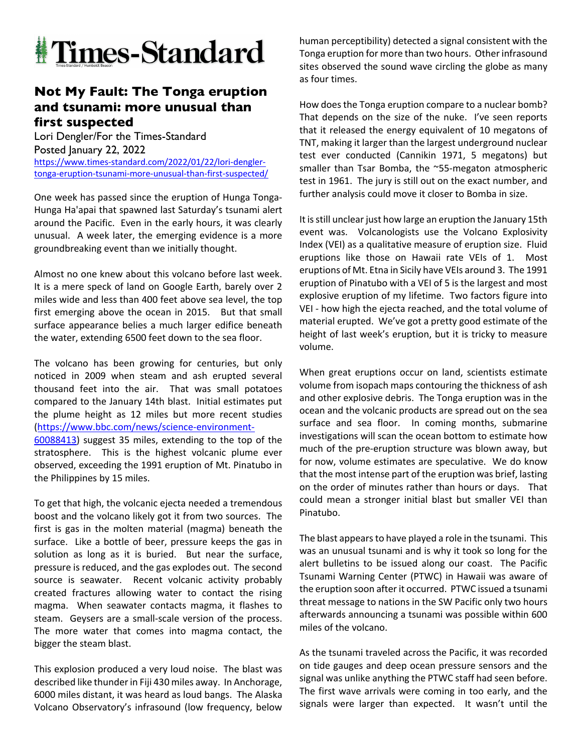# Times-Standard

## Not My Fault: The Tonga eruption and tsunami: more unusual than first suspected

Lori Dengler/For the Times-Standard
Posted January 22, 2022
https://www.times-standard.com/2022/01/22/lori-dengler-tonga-eruption-tsunami-more-unusual-than-first-suspected/

One week has passed since the eruption of Hunga Tonga-Hunga Ha'apai that spawned last Saturday's tsunami alert around the Pacific. Even in the early hours, it was clearly unusual. A week later, the emerging evidence is a more groundbreaking event than we initially thought.

Almost no one knew about this volcano before last week. It is a mere speck of land on Google Earth, barely over 2 miles wide and less than 400 feet above sea level, the top first emerging above the ocean in 2015. But that small surface appearance belies a much larger edifice beneath the water, extending 6500 feet down to the sea floor.

The volcano has been growing for centuries, but only noticed in 2009 when steam and ash erupted several thousand feet into the air. That was small potatoes compared to the January 14th blast. Initial estimates put the plume height as 12 miles but more recent studies (https://www.bbc.com/news/science-environment-60088413) suggest 35 miles, extending to the top of the stratosphere. This is the highest volcanic plume ever observed, exceeding the 1991 eruption of Mt. Pinatubo in the Philippines by 15 miles.

To get that high, the volcanic ejecta needed a tremendous boost and the volcano likely got it from two sources. The first is gas in the molten material (magma) beneath the surface. Like a bottle of beer, pressure keeps the gas in solution as long as it is buried. But near the surface, pressure is reduced, and the gas explodes out. The second source is seawater. Recent volcanic activity probably created fractures allowing water to contact the rising magma. When seawater contacts magma, it flashes to steam. Geysers are a small-scale version of the process. The more water that comes into magma contact, the bigger the steam blast.

This explosion produced a very loud noise. The blast was described like thunder in Fiji 430 miles away. In Anchorage, 6000 miles distant, it was heard as loud bangs. The Alaska Volcano Observatory's infrasound (low frequency, below human perceptibility) detected a signal consistent with the Tonga eruption for more than two hours. Other infrasound sites observed the sound wave circling the globe as many as four times.

How does the Tonga eruption compare to a nuclear bomb? That depends on the size of the nuke. I've seen reports that it released the energy equivalent of 10 megatons of TNT, making it larger than the largest underground nuclear test ever conducted (Cannikin 1971, 5 megatons) but smaller than Tsar Bomba, the ~55-megaton atmospheric test in 1961. The jury is still out on the exact number, and further analysis could move it closer to Bomba in size.

It is still unclear just how large an eruption the January 15th event was. Volcanologists use the Volcano Explosivity Index (VEI) as a qualitative measure of eruption size. Fluid eruptions like those on Hawaii rate VEIs of 1. Most eruptions of Mt. Etna in Sicily have VEIs around 3. The 1991 eruption of Pinatubo with a VEI of 5 is the largest and most explosive eruption of my lifetime. Two factors figure into VEI - how high the ejecta reached, and the total volume of material erupted. We've got a pretty good estimate of the height of last week's eruption, but it is tricky to measure volume.

When great eruptions occur on land, scientists estimate volume from isopach maps contouring the thickness of ash and other explosive debris. The Tonga eruption was in the ocean and the volcanic products are spread out on the sea surface and sea floor. In coming months, submarine investigations will scan the ocean bottom to estimate how much of the pre-eruption structure was blown away, but for now, volume estimates are speculative. We do know that the most intense part of the eruption was brief, lasting on the order of minutes rather than hours or days. That could mean a stronger initial blast but smaller VEI than Pinatubo.

The blast appears to have played a role in the tsunami. This was an unusual tsunami and is why it took so long for the alert bulletins to be issued along our coast. The Pacific Tsunami Warning Center (PTWC) in Hawaii was aware of the eruption soon after it occurred. PTWC issued a tsunami threat message to nations in the SW Pacific only two hours afterwards announcing a tsunami was possible within 600 miles of the volcano.

As the tsunami traveled across the Pacific, it was recorded on tide gauges and deep ocean pressure sensors and the signal was unlike anything the PTWC staff had seen before. The first wave arrivals were coming in too early, and the signals were larger than expected. It wasn't until the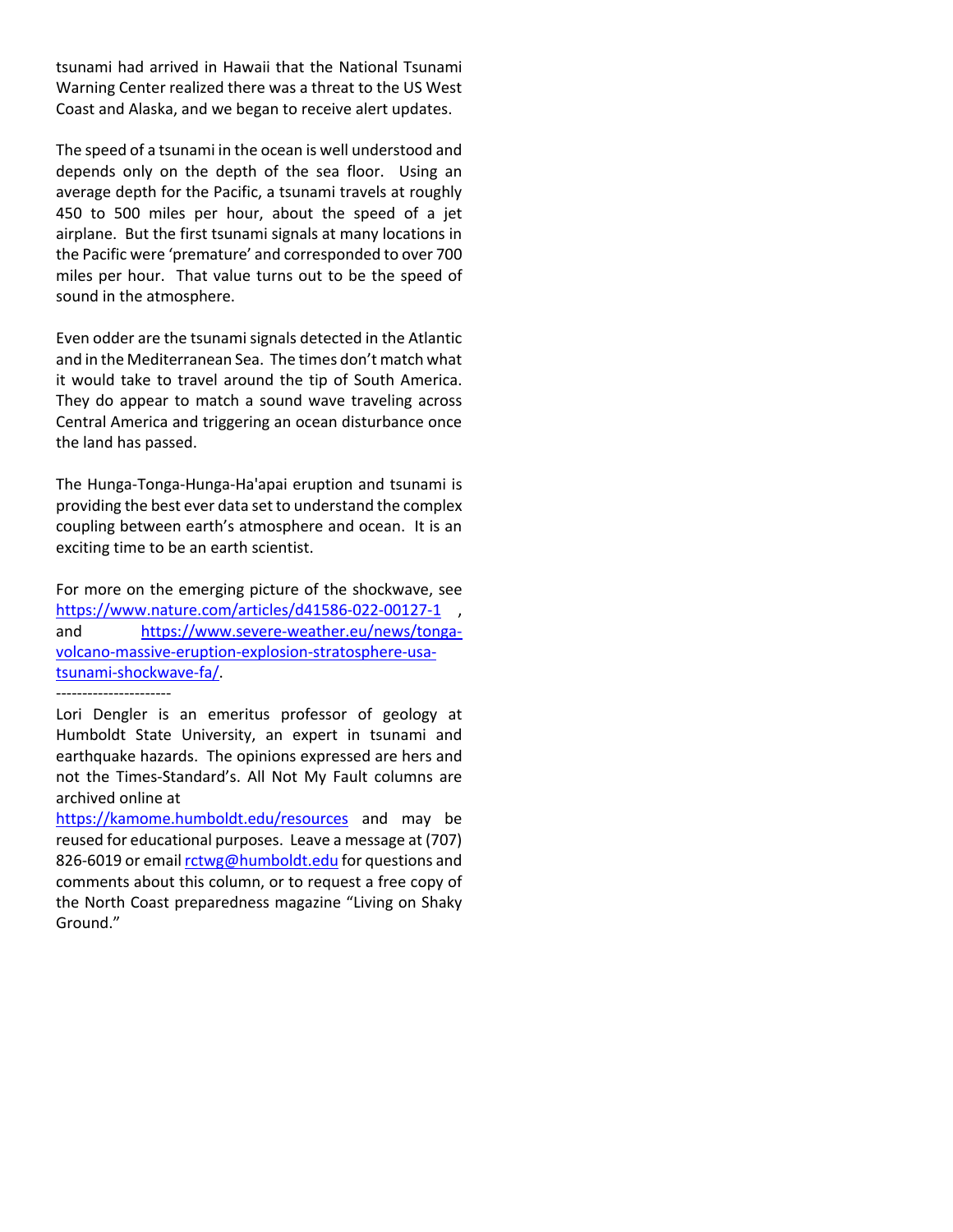tsunami had arrived in Hawaii that the National Tsunami Warning Center realized there was a threat to the US West Coast and Alaska, and we began to receive alert updates.

The speed of a tsunami in the ocean is well understood and depends only on the depth of the sea floor. Using an average depth for the Pacific, a tsunami travels at roughly 450 to 500 miles per hour, about the speed of a jet airplane. But the first tsunami signals at many locations in the Pacific were 'premature' and corresponded to over 700 miles per hour. That value turns out to be the speed of sound in the atmosphere.

Even odder are the tsunami signals detected in the Atlantic and in the Mediterranean Sea. The times don't match what it would take to travel around the tip of South America. They do appear to match a sound wave traveling across Central America and triggering an ocean disturbance once the land has passed.

The Hunga-Tonga-Hunga-Ha'apai eruption and tsunami is providing the best ever data set to understand the complex coupling between earth's atmosphere and ocean. It is an exciting time to be an earth scientist.

For more on the emerging picture of the shockwave, see https://www.nature.com/articles/d41586-022-00127-1 , and https://www.severe-weather.eu/news/tonga-volcano-massive-eruption-explosion-stratosphere-usa-tsunami-shockwave-fa/.

----------------------

Lori Dengler is an emeritus professor of geology at Humboldt State University, an expert in tsunami and earthquake hazards. The opinions expressed are hers and not the Times-Standard's. All Not My Fault columns are archived online at https://kamome.humboldt.edu/resources and may be reused for educational purposes. Leave a message at (707) 826-6019 or email rctwg@humboldt.edu for questions and comments about this column, or to request a free copy of the North Coast preparedness magazine "Living on Shaky Ground."